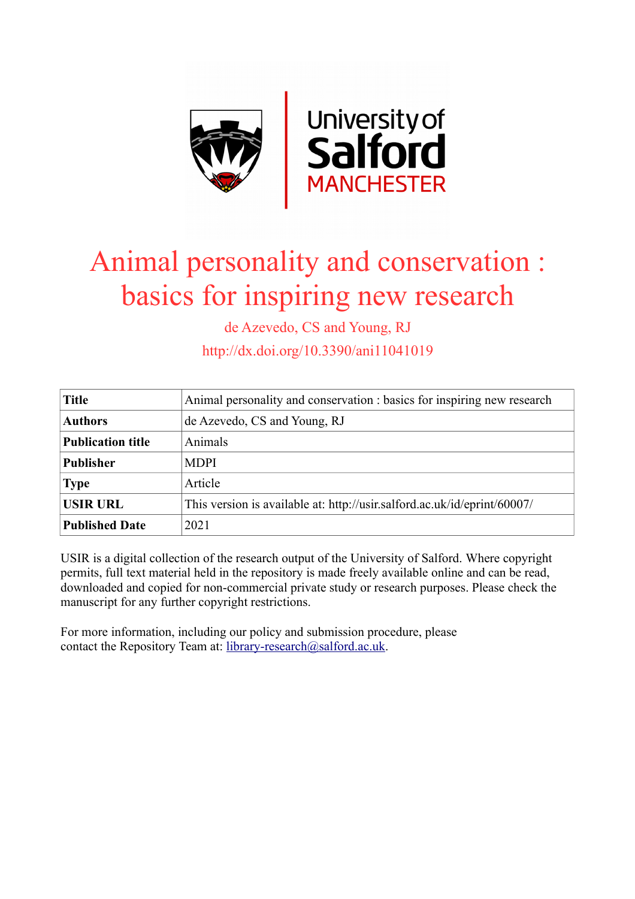# Animal personality and conservation : basics for inspiring new research

de Azevedo, CS and Young, RJ

http://dx.doi.org/10.3390/ani11041019

| **Title** | Animal personality and conservation : basics for inspiring new research |
|---|---|
| **Authors** | de Azevedo, CS and Young, RJ |
| **Publication title** | Animals |
| **Publisher** | MDPI |
| **Type** | Article |
| **USIR URL** | This version is available at: http://usir.salford.ac.uk/id/eprint/60007/ |
| **Published Date** | 2021 |

USIR is a digital collection of the research output of the University of Salford. Where copyright permits, full text material held in the repository is made freely available online and can be read, downloaded and copied for non-commercial private study or research purposes. Please check the manuscript for any further copyright restrictions.

For more information, including our policy and submission procedure, please contact the Repository Team at: library-research@salford.ac.uk.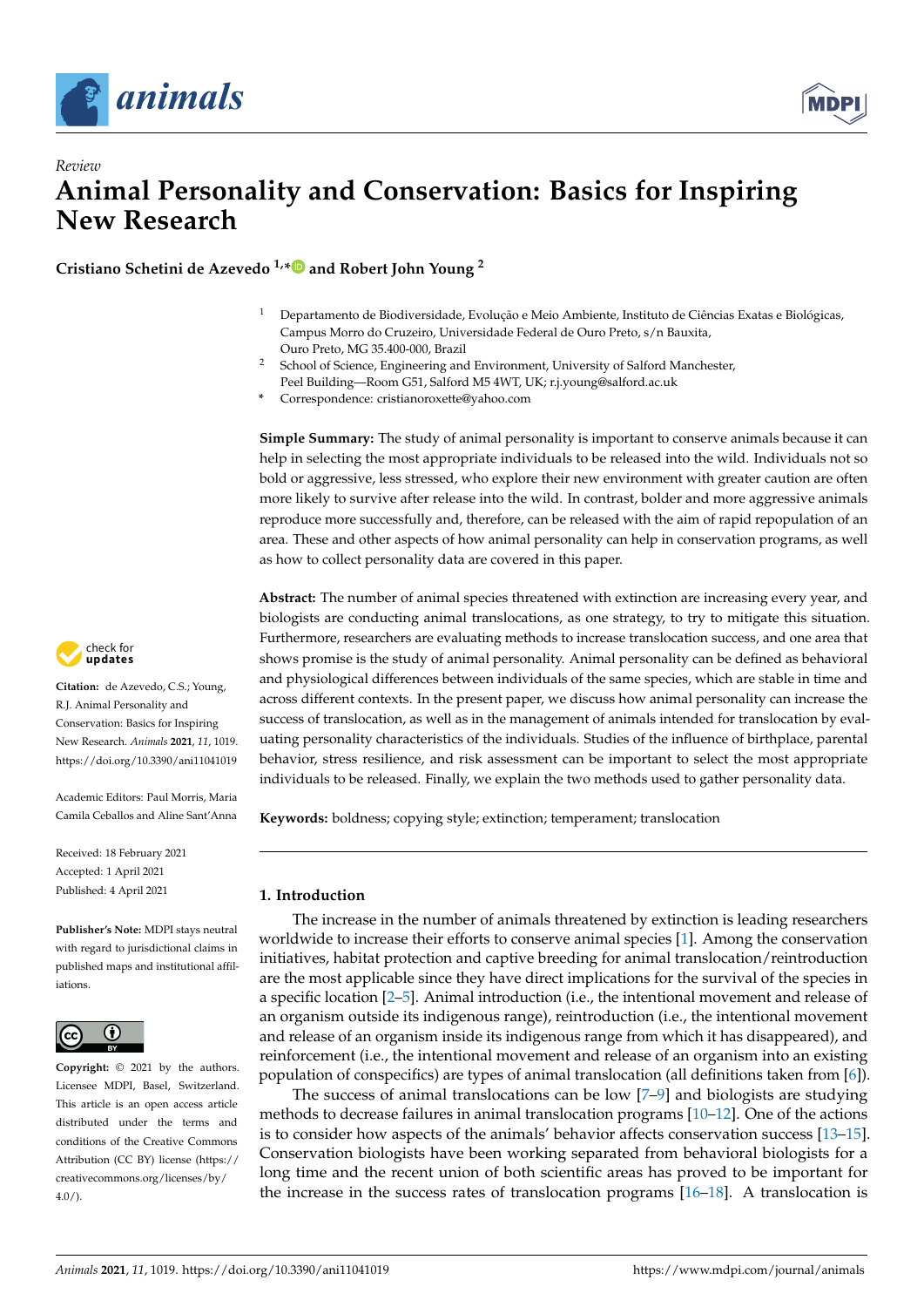## Review

# Animal Personality and Conservation: Basics for Inspiring New Research

**Cristiano Schetini de Azevedo** [1,*] **and Robert John Young** [2]

[1] Departamento de Biodiversidade, Evolução e Meio Ambiente, Instituto de Ciências Exatas e Biológicas, Campus Morro do Cruzeiro, Universidade Federal de Ouro Preto, s/n Bauxita, Ouro Preto, MG 35.400-000, Brazil

[2] School of Science, Engineering and Environment, University of Salford Manchester, Peel Building—Room G51, Salford M5 4WT, UK; r.j.young@salford.ac.uk

\* Correspondence: cristianoroxette@yahoo.com

**Citation:** de Azevedo, C.S.; Young, R.J. Animal Personality and Conservation: Basics for Inspiring New Research. *Animals* **2021**, *11*, 1019. https://doi.org/10.3390/ani11041019

Academic Editors: Paul Morris, Maria Camila Ceballos and Aline Sant'Anna

Received: 18 February 2021
Accepted: 1 April 2021
Published: 4 April 2021

**Publisher's Note:** MDPI stays neutral with regard to jurisdictional claims in published maps and institutional affiliations.

**Copyright:** © 2021 by the authors. Licensee MDPI, Basel, Switzerland. This article is an open access article distributed under the terms and conditions of the Creative Commons Attribution (CC BY) license (https://creativecommons.org/licenses/by/4.0/).

**Simple Summary:** The study of animal personality is important to conserve animals because it can help in selecting the most appropriate individuals to be released into the wild. Individuals not so bold or aggressive, less stressed, who explore their new environment with greater caution are often more likely to survive after release into the wild. In contrast, bolder and more aggressive animals reproduce more successfully and, therefore, can be released with the aim of rapid repopulation of an area. These and other aspects of how animal personality can help in conservation programs, as well as how to collect personality data are covered in this paper.

**Abstract:** The number of animal species threatened with extinction are increasing every year, and biologists are conducting animal translocations, as one strategy, to try to mitigate this situation. Furthermore, researchers are evaluating methods to increase translocation success, and one area that shows promise is the study of animal personality. Animal personality can be defined as behavioral and physiological differences between individuals of the same species, which are stable in time and across different contexts. In the present paper, we discuss how animal personality can increase the success of translocation, as well as in the management of animals intended for translocation by evaluating personality characteristics of the individuals. Studies of the influence of birthplace, parental behavior, stress resilience, and risk assessment can be important to select the most appropriate individuals to be released. Finally, we explain the two methods used to gather personality data.

**Keywords:** boldness; copying style; extinction; temperament; translocation

## 1. Introduction

The increase in the number of animals threatened by extinction is leading researchers worldwide to increase their efforts to conserve animal species [1]. Among the conservation initiatives, habitat protection and captive breeding for animal translocation/reintroduction are the most applicable since they have direct implications for the survival of the species in a specific location [2–5]. Animal introduction (i.e., the intentional movement and release of an organism outside its indigenous range), reintroduction (i.e., the intentional movement and release of an organism inside its indigenous range from which it has disappeared), and reinforcement (i.e., the intentional movement and release of an organism into an existing population of conspecifics) are types of animal translocation (all definitions taken from [6]).

The success of animal translocations can be low [7–9] and biologists are studying methods to decrease failures in animal translocation programs [10–12]. One of the actions is to consider how aspects of the animals' behavior affects conservation success [13–15]. Conservation biologists have been working separated from behavioral biologists for a long time and the recent union of both scientific areas has proved to be important for the increase in the success rates of translocation programs [16–18]. A translocation is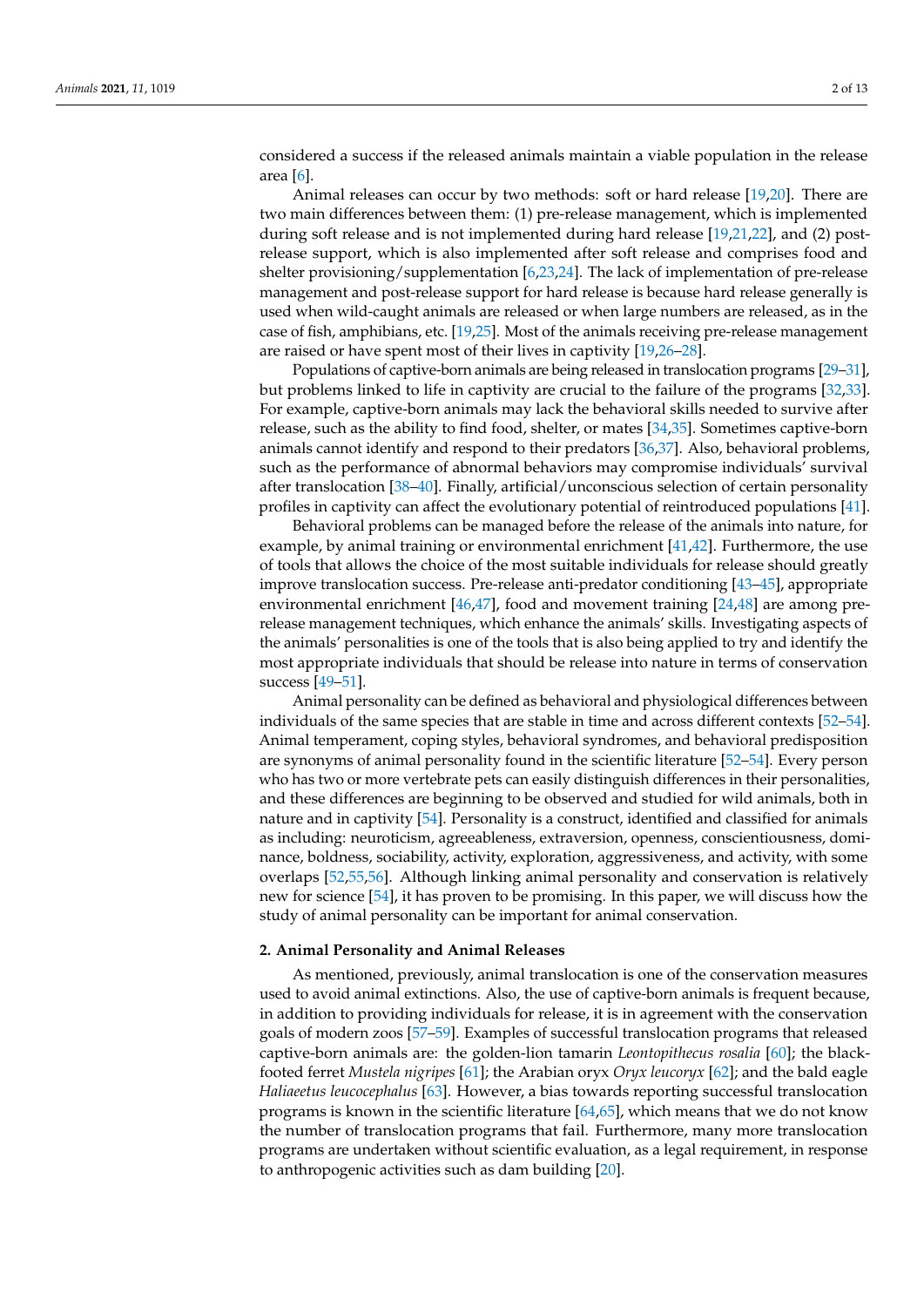considered a success if the released animals maintain a viable population in the release area [6].

Animal releases can occur by two methods: soft or hard release [19,20]. There are two main differences between them: (1) pre-release management, which is implemented during soft release and is not implemented during hard release [19,21,22], and (2) post-release support, which is also implemented after soft release and comprises food and shelter provisioning/supplementation [6,23,24]. The lack of implementation of pre-release management and post-release support for hard release is because hard release generally is used when wild-caught animals are released or when large numbers are released, as in the case of fish, amphibians, etc. [19,25]. Most of the animals receiving pre-release management are raised or have spent most of their lives in captivity [19,26–28].

Populations of captive-born animals are being released in translocation programs [29–31], but problems linked to life in captivity are crucial to the failure of the programs [32,33]. For example, captive-born animals may lack the behavioral skills needed to survive after release, such as the ability to find food, shelter, or mates [34,35]. Sometimes captive-born animals cannot identify and respond to their predators [36,37]. Also, behavioral problems, such as the performance of abnormal behaviors may compromise individuals' survival after translocation [38–40]. Finally, artificial/unconscious selection of certain personality profiles in captivity can affect the evolutionary potential of reintroduced populations [41].

Behavioral problems can be managed before the release of the animals into nature, for example, by animal training or environmental enrichment [41,42]. Furthermore, the use of tools that allows the choice of the most suitable individuals for release should greatly improve translocation success. Pre-release anti-predator conditioning [43–45], appropriate environmental enrichment [46,47], food and movement training [24,48] are among pre-release management techniques, which enhance the animals' skills. Investigating aspects of the animals' personalities is one of the tools that is also being applied to try and identify the most appropriate individuals that should be release into nature in terms of conservation success [49–51].

Animal personality can be defined as behavioral and physiological differences between individuals of the same species that are stable in time and across different contexts [52–54]. Animal temperament, coping styles, behavioral syndromes, and behavioral predisposition are synonyms of animal personality found in the scientific literature [52–54]. Every person who has two or more vertebrate pets can easily distinguish differences in their personalities, and these differences are beginning to be observed and studied for wild animals, both in nature and in captivity [54]. Personality is a construct, identified and classified for animals as including: neuroticism, agreeableness, extraversion, openness, conscientiousness, dominance, boldness, sociability, activity, exploration, aggressiveness, and activity, with some overlaps [52,55,56]. Although linking animal personality and conservation is relatively new for science [54], it has proven to be promising. In this paper, we will discuss how the study of animal personality can be important for animal conservation.

## 2. Animal Personality and Animal Releases

As mentioned, previously, animal translocation is one of the conservation measures used to avoid animal extinctions. Also, the use of captive-born animals is frequent because, in addition to providing individuals for release, it is in agreement with the conservation goals of modern zoos [57–59]. Examples of successful translocation programs that released captive-born animals are: the golden-lion tamarin *Leontopithecus rosalia* [60]; the black-footed ferret *Mustela nigripes* [61]; the Arabian oryx *Oryx leucoryx* [62]; and the bald eagle *Haliaeetus leucocephalus* [63]. However, a bias towards reporting successful translocation programs is known in the scientific literature [64,65], which means that we do not know the number of translocation programs that fail. Furthermore, many more translocation programs are undertaken without scientific evaluation, as a legal requirement, in response to anthropogenic activities such as dam building [20].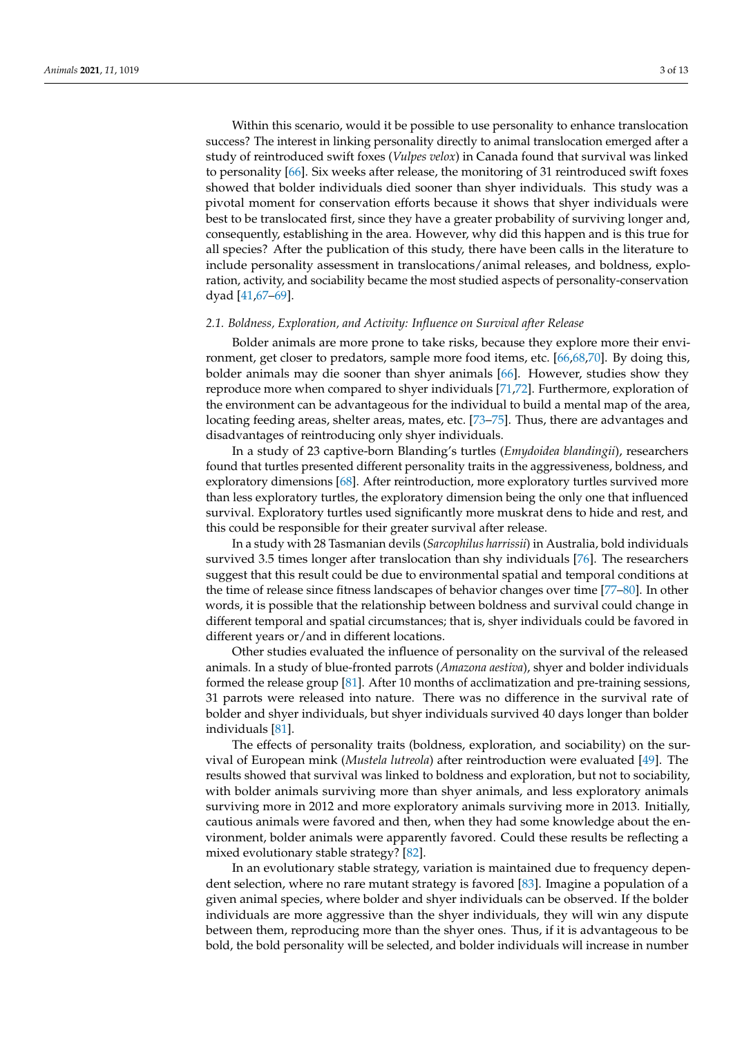Within this scenario, would it be possible to use personality to enhance translocation success? The interest in linking personality directly to animal translocation emerged after a study of reintroduced swift foxes (*Vulpes velox*) in Canada found that survival was linked to personality [66]. Six weeks after release, the monitoring of 31 reintroduced swift foxes showed that bolder individuals died sooner than shyer individuals. This study was a pivotal moment for conservation efforts because it shows that shyer individuals were best to be translocated first, since they have a greater probability of surviving longer and, consequently, establishing in the area. However, why did this happen and is this true for all species? After the publication of this study, there have been calls in the literature to include personality assessment in translocations/animal releases, and boldness, exploration, activity, and sociability became the most studied aspects of personality-conservation dyad [41,67–69].

### 2.1. Boldness, Exploration, and Activity: Influence on Survival after Release

Bolder animals are more prone to take risks, because they explore more their environment, get closer to predators, sample more food items, etc. [66,68,70]. By doing this, bolder animals may die sooner than shyer animals [66]. However, studies show they reproduce more when compared to shyer individuals [71,72]. Furthermore, exploration of the environment can be advantageous for the individual to build a mental map of the area, locating feeding areas, shelter areas, mates, etc. [73–75]. Thus, there are advantages and disadvantages of reintroducing only shyer individuals.

In a study of 23 captive-born Blanding's turtles (*Emydoidea blandingii*), researchers found that turtles presented different personality traits in the aggressiveness, boldness, and exploratory dimensions [68]. After reintroduction, more exploratory turtles survived more than less exploratory turtles, the exploratory dimension being the only one that influenced survival. Exploratory turtles used significantly more muskrat dens to hide and rest, and this could be responsible for their greater survival after release.

In a study with 28 Tasmanian devils (*Sarcophilus harrissii*) in Australia, bold individuals survived 3.5 times longer after translocation than shy individuals [76]. The researchers suggest that this result could be due to environmental spatial and temporal conditions at the time of release since fitness landscapes of behavior changes over time [77–80]. In other words, it is possible that the relationship between boldness and survival could change in different temporal and spatial circumstances; that is, shyer individuals could be favored in different years or/and in different locations.

Other studies evaluated the influence of personality on the survival of the released animals. In a study of blue-fronted parrots (*Amazona aestiva*), shyer and bolder individuals formed the release group [81]. After 10 months of acclimatization and pre-training sessions, 31 parrots were released into nature. There was no difference in the survival rate of bolder and shyer individuals, but shyer individuals survived 40 days longer than bolder individuals [81].

The effects of personality traits (boldness, exploration, and sociability) on the survival of European mink (*Mustela lutreola*) after reintroduction were evaluated [49]. The results showed that survival was linked to boldness and exploration, but not to sociability, with bolder animals surviving more than shyer animals, and less exploratory animals surviving more in 2012 and more exploratory animals surviving more in 2013. Initially, cautious animals were favored and then, when they had some knowledge about the environment, bolder animals were apparently favored. Could these results be reflecting a mixed evolutionary stable strategy? [82].

In an evolutionary stable strategy, variation is maintained due to frequency dependent selection, where no rare mutant strategy is favored [83]. Imagine a population of a given animal species, where bolder and shyer individuals can be observed. If the bolder individuals are more aggressive than the shyer individuals, they will win any dispute between them, reproducing more than the shyer ones. Thus, if it is advantageous to be bold, the bold personality will be selected, and bolder individuals will increase in number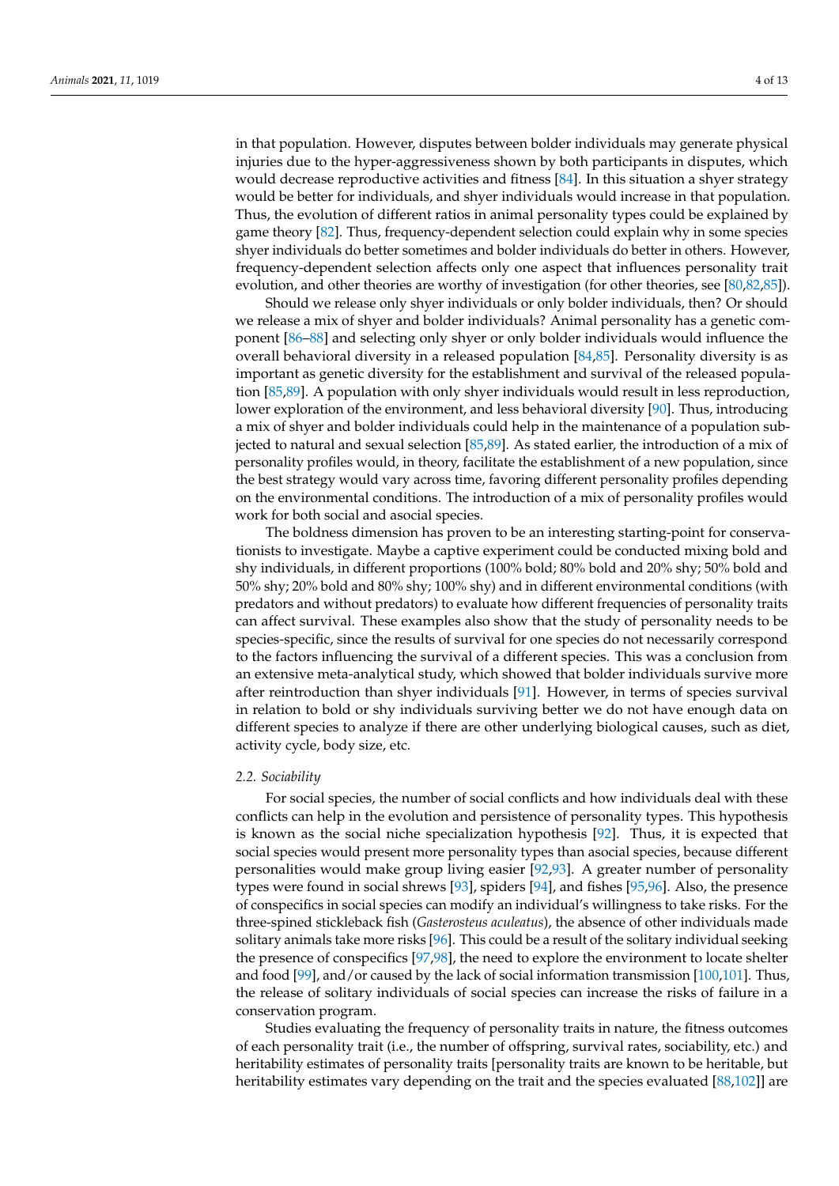in that population. However, disputes between bolder individuals may generate physical injuries due to the hyper-aggressiveness shown by both participants in disputes, which would decrease reproductive activities and fitness [84]. In this situation a shyer strategy would be better for individuals, and shyer individuals would increase in that population. Thus, the evolution of different ratios in animal personality types could be explained by game theory [82]. Thus, frequency-dependent selection could explain why in some species shyer individuals do better sometimes and bolder individuals do better in others. However, frequency-dependent selection affects only one aspect that influences personality trait evolution, and other theories are worthy of investigation (for other theories, see [80,82,85]).

Should we release only shyer individuals or only bolder individuals, then? Or should we release a mix of shyer and bolder individuals? Animal personality has a genetic component [86–88] and selecting only shyer or only bolder individuals would influence the overall behavioral diversity in a released population [84,85]. Personality diversity is as important as genetic diversity for the establishment and survival of the released population [85,89]. A population with only shyer individuals would result in less reproduction, lower exploration of the environment, and less behavioral diversity [90]. Thus, introducing a mix of shyer and bolder individuals could help in the maintenance of a population subjected to natural and sexual selection [85,89]. As stated earlier, the introduction of a mix of personality profiles would, in theory, facilitate the establishment of a new population, since the best strategy would vary across time, favoring different personality profiles depending on the environmental conditions. The introduction of a mix of personality profiles would work for both social and asocial species.

The boldness dimension has proven to be an interesting starting-point for conservationists to investigate. Maybe a captive experiment could be conducted mixing bold and shy individuals, in different proportions (100% bold; 80% bold and 20% shy; 50% bold and 50% shy; 20% bold and 80% shy; 100% shy) and in different environmental conditions (with predators and without predators) to evaluate how different frequencies of personality traits can affect survival. These examples also show that the study of personality needs to be species-specific, since the results of survival for one species do not necessarily correspond to the factors influencing the survival of a different species. This was a conclusion from an extensive meta-analytical study, which showed that bolder individuals survive more after reintroduction than shyer individuals [91]. However, in terms of species survival in relation to bold or shy individuals surviving better we do not have enough data on different species to analyze if there are other underlying biological causes, such as diet, activity cycle, body size, etc.

### 2.2. Sociability

For social species, the number of social conflicts and how individuals deal with these conflicts can help in the evolution and persistence of personality types. This hypothesis is known as the social niche specialization hypothesis [92]. Thus, it is expected that social species would present more personality types than asocial species, because different personalities would make group living easier [92,93]. A greater number of personality types were found in social shrews [93], spiders [94], and fishes [95,96]. Also, the presence of conspecifics in social species can modify an individual's willingness to take risks. For the three-spined stickleback fish (*Gasterosteus aculeatus*), the absence of other individuals made solitary animals take more risks [96]. This could be a result of the solitary individual seeking the presence of conspecifics [97,98], the need to explore the environment to locate shelter and food [99], and/or caused by the lack of social information transmission [100,101]. Thus, the release of solitary individuals of social species can increase the risks of failure in a conservation program.

Studies evaluating the frequency of personality traits in nature, the fitness outcomes of each personality trait (i.e., the number of offspring, survival rates, sociability, etc.) and heritability estimates of personality traits [personality traits are known to be heritable, but heritability estimates vary depending on the trait and the species evaluated [88,102]] are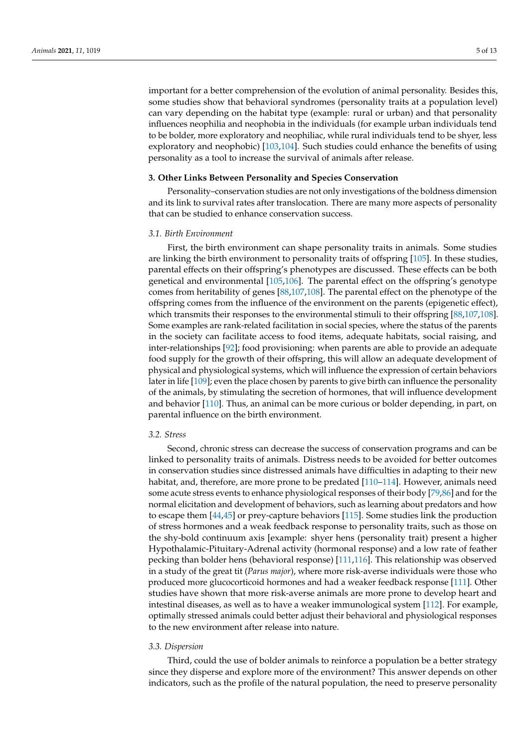important for a better comprehension of the evolution of animal personality. Besides this, some studies show that behavioral syndromes (personality traits at a population level) can vary depending on the habitat type (example: rural or urban) and that personality influences neophilia and neophobia in the individuals (for example urban individuals tend to be bolder, more exploratory and neophiliac, while rural individuals tend to be shyer, less exploratory and neophobic) [103,104]. Such studies could enhance the benefits of using personality as a tool to increase the survival of animals after release.

## 3. Other Links Between Personality and Species Conservation

Personality–conservation studies are not only investigations of the boldness dimension and its link to survival rates after translocation. There are many more aspects of personality that can be studied to enhance conservation success.

### *3.1. Birth Environment*

First, the birth environment can shape personality traits in animals. Some studies are linking the birth environment to personality traits of offspring [105]. In these studies, parental effects on their offspring's phenotypes are discussed. These effects can be both genetical and environmental [105,106]. The parental effect on the offspring's genotype comes from heritability of genes [88,107,108]. The parental effect on the phenotype of the offspring comes from the influence of the environment on the parents (epigenetic effect), which transmits their responses to the environmental stimuli to their offspring [88,107,108]. Some examples are rank-related facilitation in social species, where the status of the parents in the society can facilitate access to food items, adequate habitats, social raising, and inter-relationships [92]; food provisioning: when parents are able to provide an adequate food supply for the growth of their offspring, this will allow an adequate development of physical and physiological systems, which will influence the expression of certain behaviors later in life [109]; even the place chosen by parents to give birth can influence the personality of the animals, by stimulating the secretion of hormones, that will influence development and behavior [110]. Thus, an animal can be more curious or bolder depending, in part, on parental influence on the birth environment.

### *3.2. Stress*

Second, chronic stress can decrease the success of conservation programs and can be linked to personality traits of animals. Distress needs to be avoided for better outcomes in conservation studies since distressed animals have difficulties in adapting to their new habitat, and, therefore, are more prone to be predated [110–114]. However, animals need some acute stress events to enhance physiological responses of their body [79,86] and for the normal elicitation and development of behaviors, such as learning about predators and how to escape them [44,45] or prey-capture behaviors [115]. Some studies link the production of stress hormones and a weak feedback response to personality traits, such as those on the shy-bold continuum axis [example: shyer hens (personality trait) present a higher Hypothalamic-Pituitary-Adrenal activity (hormonal response) and a low rate of feather pecking than bolder hens (behavioral response) [111,116]. This relationship was observed in a study of the great tit (*Parus major*), where more risk-averse individuals were those who produced more glucocorticoid hormones and had a weaker feedback response [111]. Other studies have shown that more risk-averse animals are more prone to develop heart and intestinal diseases, as well as to have a weaker immunological system [112]. For example, optimally stressed animals could better adjust their behavioral and physiological responses to the new environment after release into nature.

### *3.3. Dispersion*

Third, could the use of bolder animals to reinforce a population be a better strategy since they disperse and explore more of the environment? This answer depends on other indicators, such as the profile of the natural population, the need to preserve personality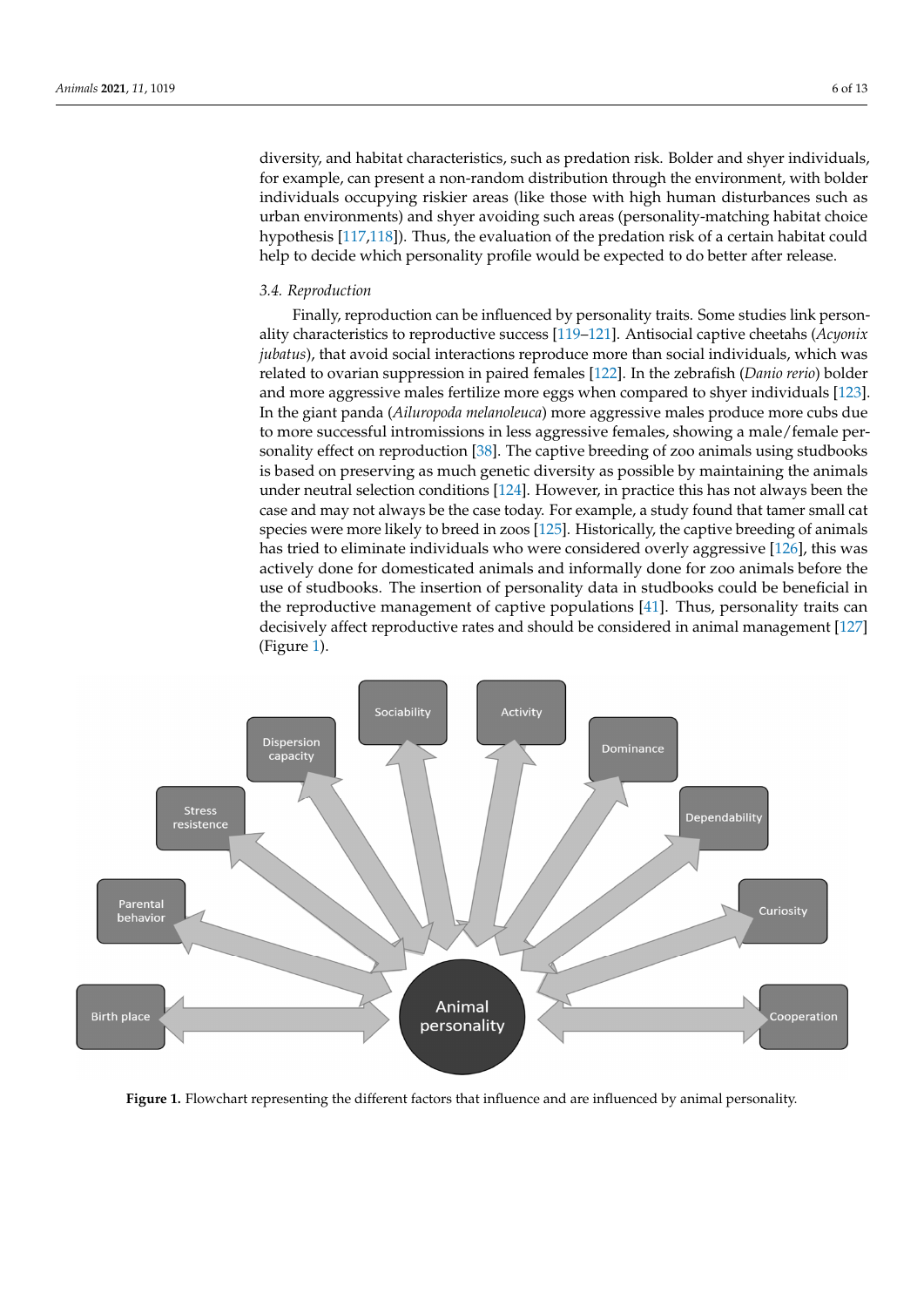diversity, and habitat characteristics, such as predation risk. Bolder and shyer individuals, for example, can present a non-random distribution through the environment, with bolder individuals occupying riskier areas (like those with high human disturbances such as urban environments) and shyer avoiding such areas (personality-matching habitat choice hypothesis [117,118]). Thus, the evaluation of the predation risk of a certain habitat could help to decide which personality profile would be expected to do better after release.

### 3.4. Reproduction

Finally, reproduction can be influenced by personality traits. Some studies link personality characteristics to reproductive success [119–121]. Antisocial captive cheetahs (*Acyonix jubatus*), that avoid social interactions reproduce more than social individuals, which was related to ovarian suppression in paired females [122]. In the zebrafish (*Danio rerio*) bolder and more aggressive males fertilize more eggs when compared to shyer individuals [123]. In the giant panda (*Ailuropoda melanoleuca*) more aggressive males produce more cubs due to more successful intromissions in less aggressive females, showing a male/female personality effect on reproduction [38]. The captive breeding of zoo animals using studbooks is based on preserving as much genetic diversity as possible by maintaining the animals under neutral selection conditions [124]. However, in practice this has not always been the case and may not always be the case today. For example, a study found that tamer small cat species were more likely to breed in zoos [125]. Historically, the captive breeding of animals has tried to eliminate individuals who were considered overly aggressive [126], this was actively done for domesticated animals and informally done for zoo animals before the use of studbooks. The insertion of personality data in studbooks could be beneficial in the reproductive management of captive populations [41]. Thus, personality traits can decisively affect reproductive rates and should be considered in animal management [127] (Figure 1).

Birth place, Parental behavior, Stress resistence, Dispersion capacity, Sociability, Activity, Dominance, Dependability, Curiosity, Cooperation — Animal personality

**Figure 1.** Flowchart representing the different factors that influence and are influenced by animal personality.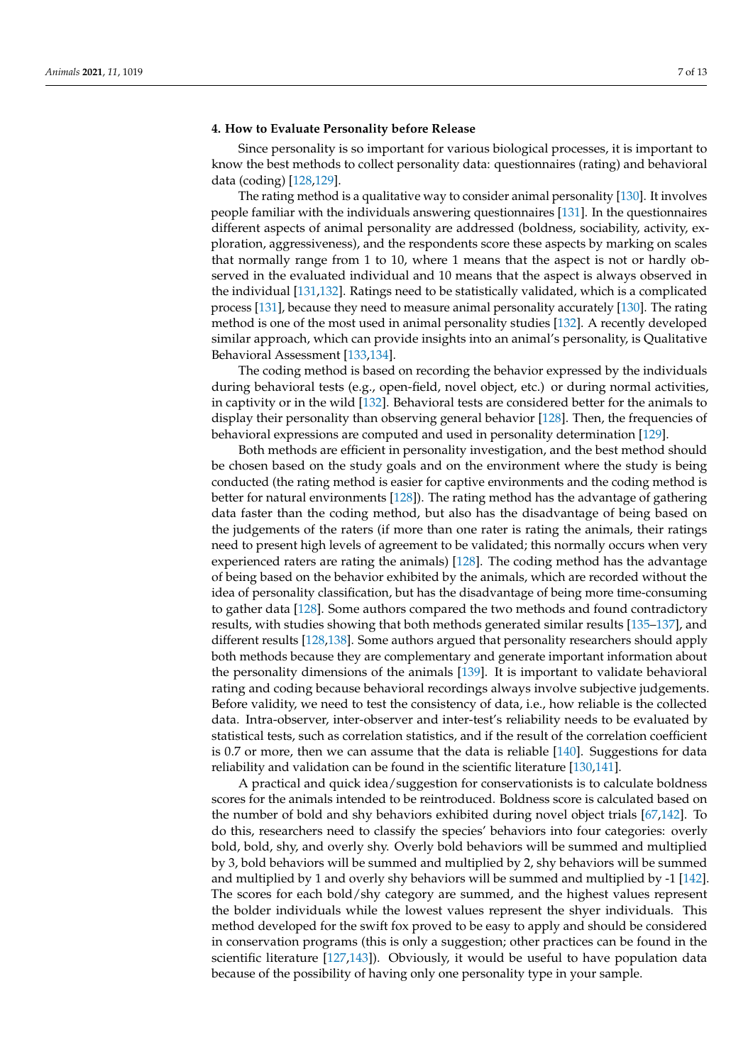## 4. How to Evaluate Personality before Release

Since personality is so important for various biological processes, it is important to know the best methods to collect personality data: questionnaires (rating) and behavioral data (coding) [128,129].

The rating method is a qualitative way to consider animal personality [130]. It involves people familiar with the individuals answering questionnaires [131]. In the questionnaires different aspects of animal personality are addressed (boldness, sociability, activity, exploration, aggressiveness), and the respondents score these aspects by marking on scales that normally range from 1 to 10, where 1 means that the aspect is not or hardly observed in the evaluated individual and 10 means that the aspect is always observed in the individual [131,132]. Ratings need to be statistically validated, which is a complicated process [131], because they need to measure animal personality accurately [130]. The rating method is one of the most used in animal personality studies [132]. A recently developed similar approach, which can provide insights into an animal's personality, is Qualitative Behavioral Assessment [133,134].

The coding method is based on recording the behavior expressed by the individuals during behavioral tests (e.g., open-field, novel object, etc.) or during normal activities, in captivity or in the wild [132]. Behavioral tests are considered better for the animals to display their personality than observing general behavior [128]. Then, the frequencies of behavioral expressions are computed and used in personality determination [129].

Both methods are efficient in personality investigation, and the best method should be chosen based on the study goals and on the environment where the study is being conducted (the rating method is easier for captive environments and the coding method is better for natural environments [128]). The rating method has the advantage of gathering data faster than the coding method, but also has the disadvantage of being based on the judgements of the raters (if more than one rater is rating the animals, their ratings need to present high levels of agreement to be validated; this normally occurs when very experienced raters are rating the animals) [128]. The coding method has the advantage of being based on the behavior exhibited by the animals, which are recorded without the idea of personality classification, but has the disadvantage of being more time-consuming to gather data [128]. Some authors compared the two methods and found contradictory results, with studies showing that both methods generated similar results [135–137], and different results [128,138]. Some authors argued that personality researchers should apply both methods because they are complementary and generate important information about the personality dimensions of the animals [139]. It is important to validate behavioral rating and coding because behavioral recordings always involve subjective judgements. Before validity, we need to test the consistency of data, i.e., how reliable is the collected data. Intra-observer, inter-observer and inter-test's reliability needs to be evaluated by statistical tests, such as correlation statistics, and if the result of the correlation coefficient is 0.7 or more, then we can assume that the data is reliable [140]. Suggestions for data reliability and validation can be found in the scientific literature [130,141].

A practical and quick idea/suggestion for conservationists is to calculate boldness scores for the animals intended to be reintroduced. Boldness score is calculated based on the number of bold and shy behaviors exhibited during novel object trials [67,142]. To do this, researchers need to classify the species' behaviors into four categories: overly bold, bold, shy, and overly shy. Overly bold behaviors will be summed and multiplied by 3, bold behaviors will be summed and multiplied by 2, shy behaviors will be summed and multiplied by 1 and overly shy behaviors will be summed and multiplied by -1 [142]. The scores for each bold/shy category are summed, and the highest values represent the bolder individuals while the lowest values represent the shyer individuals. This method developed for the swift fox proved to be easy to apply and should be considered in conservation programs (this is only a suggestion; other practices can be found in the scientific literature [127,143]). Obviously, it would be useful to have population data because of the possibility of having only one personality type in your sample.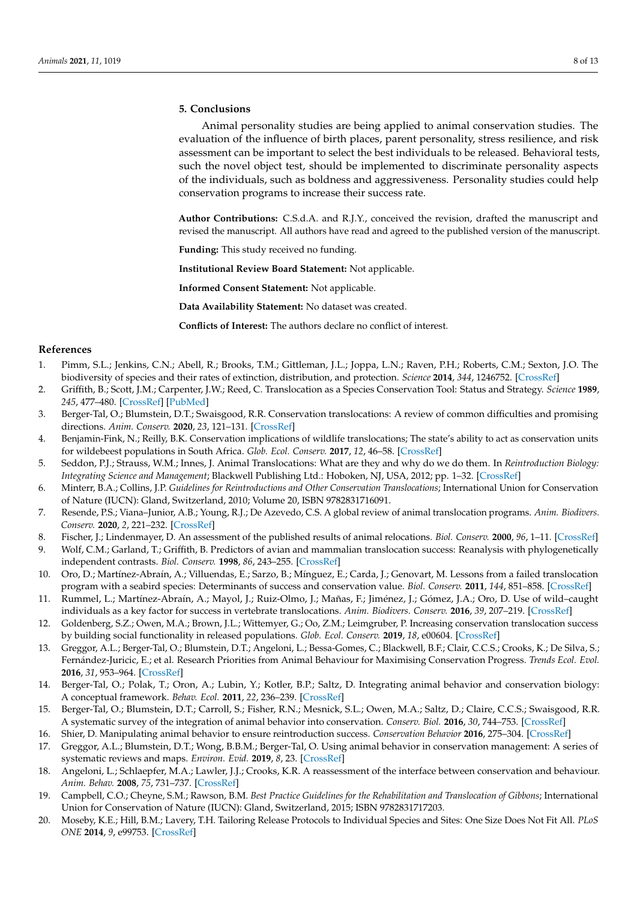## 5. Conclusions

Animal personality studies are being applied to animal conservation studies. The evaluation of the influence of birth places, parent personality, stress resilience, and risk assessment can be important to select the best individuals to be released. Behavioral tests, such the novel object test, should be implemented to discriminate personality aspects of the individuals, such as boldness and aggressiveness. Personality studies could help conservation programs to increase their success rate.

**Author Contributions:** C.S.d.A. and R.J.Y., conceived the revision, drafted the manuscript and revised the manuscript. All authors have read and agreed to the published version of the manuscript.

**Funding:** This study received no funding.

**Institutional Review Board Statement:** Not applicable.

**Informed Consent Statement:** Not applicable.

**Data Availability Statement:** No dataset was created.

**Conflicts of Interest:** The authors declare no conflict of interest.

## References

1. Pimm, S.L.; Jenkins, C.N.; Abell, R.; Brooks, T.M.; Gittleman, J.L.; Joppa, L.N.; Raven, P.H.; Roberts, C.M.; Sexton, J.O. The biodiversity of species and their rates of extinction, distribution, and protection. *Science* **2014**, *344*, 1246752. [CrossRef]
2. Griffith, B.; Scott, J.M.; Carpenter, J.W.; Reed, C. Translocation as a Species Conservation Tool: Status and Strategy. *Science* **1989**, *245*, 477–480. [CrossRef] [PubMed]
3. Berger-Tal, O.; Blumstein, D.T.; Swaisgood, R.R. Conservation translocations: A review of common difficulties and promising directions. *Anim. Conserv.* **2020**, *23*, 121–131. [CrossRef]
4. Benjamin-Fink, N.; Reilly, B.K. Conservation implications of wildlife translocations; The state's ability to act as conservation units for wildebeest populations in South Africa. *Glob. Ecol. Conserv.* **2017**, *12*, 46–58. [CrossRef]
5. Seddon, P.J.; Strauss, W.M.; Innes, J. Animal Translocations: What are they and why do we do them. In *Reintroduction Biology: Integrating Science and Management*; Blackwell Publishing Ltd.: Hoboken, NJ, USA, 2012; pp. 1–32. [CrossRef]
6. Minterr, B.A.; Collins, J.P. *Guidelines for Reintroductions and Other Conservation Translocations*; International Union for Conservation of Nature (IUCN): Gland, Switzerland, 2010; Volume 20, ISBN 9782831716091.
7. Resende, P.S.; Viana–Junior, A.B.; Young, R.J.; De Azevedo, C.S. A global review of animal translocation programs. *Anim. Biodivers. Conserv.* **2020**, *2*, 221–232. [CrossRef]
8. Fischer, J.; Lindenmayer, D. An assessment of the published results of animal relocations. *Biol. Conserv.* **2000**, *96*, 1–11. [CrossRef]
9. Wolf, C.M.; Garland, T.; Griffith, B. Predictors of avian and mammalian translocation success: Reanalysis with phylogenetically independent contrasts. *Biol. Conserv.* **1998**, *86*, 243–255. [CrossRef]
10. Oro, D.; Martínez-Abraín, A.; Villuendas, E.; Sarzo, B.; Mínguez, E.; Carda, J.; Genovart, M. Lessons from a failed translocation program with a seabird species: Determinants of success and conservation value. *Biol. Conserv.* **2011**, *144*, 851–858. [CrossRef]
11. Rummel, L.; Martínez-Abraín, A.; Mayol, J.; Ruiz-Olmo, J.; Mañas, F.; Jiménez, J.; Gómez, J.A.; Oro, D. Use of wild–caught individuals as a key factor for success in vertebrate translocations. *Anim. Biodivers. Conserv.* **2016**, *39*, 207–219. [CrossRef]
12. Goldenberg, S.Z.; Owen, M.A.; Brown, J.L.; Wittemyer, G.; Oo, Z.M.; Leimgruber, P. Increasing conservation translocation success by building social functionality in released populations. *Glob. Ecol. Conserv.* **2019**, *18*, e00604. [CrossRef]
13. Greggor, A.L.; Berger-Tal, O.; Blumstein, D.T.; Angeloni, L.; Bessa-Gomes, C.; Blackwell, B.F.; Clair, C.C.S.; Crooks, K.; De Silva, S.; Fernández-Juricic, E.; et al. Research Priorities from Animal Behaviour for Maximising Conservation Progress. *Trends Ecol. Evol.* **2016**, *31*, 953–964. [CrossRef]
14. Berger-Tal, O.; Polak, T.; Oron, A.; Lubin, Y.; Kotler, B.P.; Saltz, D. Integrating animal behavior and conservation biology: A conceptual framework. *Behav. Ecol.* **2011**, *22*, 236–239. [CrossRef]
15. Berger-Tal, O.; Blumstein, D.T.; Carroll, S.; Fisher, R.N.; Mesnick, S.L.; Owen, M.A.; Saltz, D.; Claire, C.C.S.; Swaisgood, R.R. A systematic survey of the integration of animal behavior into conservation. *Conserv. Biol.* **2016**, *30*, 744–753. [CrossRef]
16. Shier, D. Manipulating animal behavior to ensure reintroduction success. *Conservation Behavior* **2016**, 275–304. [CrossRef]
17. Greggor, A.L.; Blumstein, D.T.; Wong, B.B.M.; Berger-Tal, O. Using animal behavior in conservation management: A series of systematic reviews and maps. *Environ. Evid.* **2019**, *8*, 23. [CrossRef]
18. Angeloni, L.; Schlaepfer, M.A.; Lawler, J.J.; Crooks, K.R. A reassessment of the interface between conservation and behaviour. *Anim. Behav.* **2008**, *75*, 731–737. [CrossRef]
19. Campbell, C.O.; Cheyne, S.M.; Rawson, B.M. *Best Practice Guidelines for the Rehabilitation and Translocation of Gibbons*; International Union for Conservation of Nature (IUCN): Gland, Switzerland, 2015; ISBN 9782831717203.
20. Moseby, K.E.; Hill, B.M.; Lavery, T.H. Tailoring Release Protocols to Individual Species and Sites: One Size Does Not Fit All. *PLoS ONE* **2014**, *9*, e99753. [CrossRef]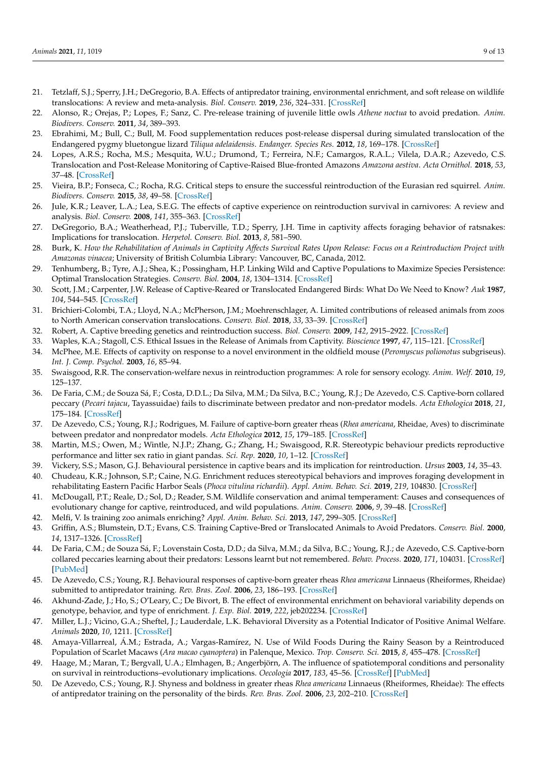21. Tetzlaff, S.J.; Sperry, J.H.; DeGregorio, B.A. Effects of antipredator training, environmental enrichment, and soft release on wildlife translocations: A review and meta-analysis. *Biol. Conserv.* **2019**, *236*, 324–331. [CrossRef]
22. Alonso, R.; Orejas, P.; Lopes, F.; Sanz, C. Pre-release training of juvenile little owls *Athene noctua* to avoid predation. *Anim. Biodivers. Conserv.* **2011**, *34*, 389–393.
23. Ebrahimi, M.; Bull, C.; Bull, M. Food supplementation reduces post-release dispersal during simulated translocation of the Endangered pygmy bluetongue lizard *Tiliqua adelaidensis*. *Endanger. Species Res.* **2012**, *18*, 169–178. [CrossRef]
24. Lopes, A.R.S.; Rocha, M.S.; Mesquita, W.U.; Drumond, T.; Ferreira, N.F.; Camargos, R.A.L.; Vilela, D.A.R.; Azevedo, C.S. Translocation and Post-Release Monitoring of Captive-Raised Blue-fronted Amazons *Amazona aestiva*. *Acta Ornithol.* **2018**, *53*, 37–48. [CrossRef]
25. Vieira, B.P.; Fonseca, C.; Rocha, R.G. Critical steps to ensure the successful reintroduction of the Eurasian red squirrel. *Anim. Biodivers. Conserv.* **2015**, *38*, 49–58. [CrossRef]
26. Jule, K.R.; Leaver, L.A.; Lea, S.E.G. The effects of captive experience on reintroduction survival in carnivores: A review and analysis. *Biol. Conserv.* **2008**, *141*, 355–363. [CrossRef]
27. DeGregorio, B.A.; Weatherhead, P.J.; Tuberville, T.D.; Sperry, J.H. Time in captivity affects foraging behavior of ratsnakes: Implications for translocation. *Herpetol. Conserv. Biol.* **2013**, *8*, 581–590.
28. Burk, K. *How the Rehabilitation of Animals in Captivity Affects Survival Rates Upon Release: Focus on a Reintroduction Project with Amazonas vinacea*; University of British Columbia Library: Vancouver, BC, Canada, 2012.
29. Tenhumberg, B.; Tyre, A.J.; Shea, K.; Possingham, H.P. Linking Wild and Captive Populations to Maximize Species Persistence: Optimal Translocation Strategies. *Conserv. Biol.* **2004**, *18*, 1304–1314. [CrossRef]
30. Scott, J.M.; Carpenter, J.W. Release of Captive-Reared or Translocated Endangered Birds: What Do We Need to Know? *Auk* **1987**, *104*, 544–545. [CrossRef]
31. Brichieri-Colombi, T.A.; Lloyd, N.A.; McPherson, J.M.; Moehrenschlager, A. Limited contributions of released animals from zoos to North American conservation translocations. *Conserv. Biol.* **2018**, *33*, 33–39. [CrossRef]
32. Robert, A. Captive breeding genetics and reintroduction success. *Biol. Conserv.* **2009**, *142*, 2915–2922. [CrossRef]
33. Waples, K.A.; Stagoll, C.S. Ethical Issues in the Release of Animals from Captivity. *Bioscience* **1997**, *47*, 115–121. [CrossRef]
34. McPhee, M.E. Effects of captivity on response to a novel environment in the oldfield mouse (*Peromyscus polionotus* subgriseus). *Int. J. Comp. Psychol.* **2003**, *16*, 85–94.
35. Swaisgood, R.R. The conservation-welfare nexus in reintroduction programmes: A role for sensory ecology. *Anim. Welf.* **2010**, *19*, 125–137.
36. De Faria, C.M.; de Souza Sá, F.; Costa, D.D.L.; Da Silva, M.M.; Da Silva, B.C.; Young, R.J.; De Azevedo, C.S. Captive-born collared peccary (*Pecari tajacu*, Tayassuidae) fails to discriminate between predator and non-predator models. *Acta Ethologica* **2018**, *21*, 175–184. [CrossRef]
37. De Azevedo, C.S.; Young, R.J.; Rodrigues, M. Failure of captive-born greater rheas (*Rhea americana*, Rheidae, Aves) to discriminate between predator and nonpredator models. *Acta Ethologica* **2012**, *15*, 179–185. [CrossRef]
38. Martin, M.S.; Owen, M.; Wintle, N.J.P.; Zhang, G.; Zhang, H.; Swaisgood, R.R. Stereotypic behaviour predicts reproductive performance and litter sex ratio in giant pandas. *Sci. Rep.* **2020**, *10*, 1–12. [CrossRef]
39. Vickery, S.S.; Mason, G.J. Behavioural persistence in captive bears and its implication for reintroduction. *Ursus* **2003**, *14*, 35–43.
40. Chudeau, K.R.; Johnson, S.P.; Caine, N.G. Enrichment reduces stereotypical behaviors and improves foraging development in rehabilitating Eastern Pacific Harbor Seals (*Phoca vitulina richardii*). *Appl. Anim. Behav. Sci.* **2019**, *219*, 104830. [CrossRef]
41. McDougall, P.T.; Reale, D.; Sol, D.; Reader, S.M. Wildlife conservation and animal temperament: Causes and consequences of evolutionary change for captive, reintroduced, and wild populations. *Anim. Conserv.* **2006**, *9*, 39–48. [CrossRef]
42. Melfi, V. Is training zoo animals enriching? *Appl. Anim. Behav. Sci.* **2013**, *147*, 299–305. [CrossRef]
43. Griffin, A.S.; Blumstein, D.T.; Evans, C.S. Training Captive-Bred or Translocated Animals to Avoid Predators. *Conserv. Biol.* **2000**, *14*, 1317–1326. [CrossRef]
44. De Faria, C.M.; de Souza Sá, F.; Lovenstain Costa, D.D.; da Silva, M.M.; da Silva, B.C.; Young, R.J.; de Azevedo, C.S. Captive-born collared peccaries learning about their predators: Lessons learnt but not remembered. *Behav. Process.* **2020**, *171*, 104031. [CrossRef] [PubMed]
45. De Azevedo, C.S.; Young, R.J. Behavioural responses of captive-born greater rheas *Rhea americana* Linnaeus (Rheiformes, Rheidae) submitted to antipredator training. *Rev. Bras. Zool.* **2006**, *23*, 186–193. [CrossRef]
46. Akhund-Zade, J.; Ho, S.; O'Leary, C.; De Bivort, B. The effect of environmental enrichment on behavioral variability depends on genotype, behavior, and type of enrichment. *J. Exp. Biol.* **2019**, *222*, jeb202234. [CrossRef]
47. Miller, L.J.; Vicino, G.A.; Sheftel, J.; Lauderdale, L.K. Behavioral Diversity as a Potential Indicator of Positive Animal Welfare. *Animals* **2020**, *10*, 1211. [CrossRef]
48. Amaya-Villarreal, Á.M.; Estrada, A.; Vargas-Ramírez, N. Use of Wild Foods During the Rainy Season by a Reintroduced Population of Scarlet Macaws (*Ara macao cyanoptera*) in Palenque, Mexico. *Trop. Conserv. Sci.* **2015**, *8*, 455–478. [CrossRef]
49. Haage, M.; Maran, T.; Bergvall, U.A.; Elmhagen, B.; Angerbjörn, A. The influence of spatiotemporal conditions and personality on survival in reintroductions–evolutionary implications. *Oecologia* **2017**, *183*, 45–56. [CrossRef] [PubMed]
50. De Azevedo, C.S.; Young, R.J. Shyness and boldness in greater rheas *Rhea americana* Linnaeus (Rheiformes, Rheidae): The effects of antipredator training on the personality of the birds. *Rev. Bras. Zool.* **2006**, *23*, 202–210. [CrossRef]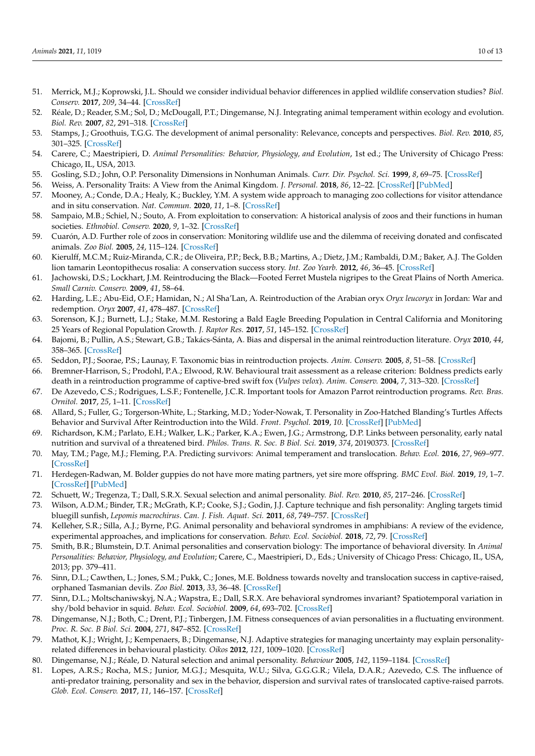51. Merrick, M.J.; Koprowski, J.L. Should we consider individual behavior differences in applied wildlife conservation studies? *Biol. Conserv.* **2017**, *209*, 34–44. [CrossRef]
52. Réale, D.; Reader, S.M.; Sol, D.; McDougall, P.T.; Dingemanse, N.J. Integrating animal temperament within ecology and evolution. *Biol. Rev.* **2007**, *82*, 291–318. [CrossRef]
53. Stamps, J.; Groothuis, T.G.G. The development of animal personality: Relevance, concepts and perspectives. *Biol. Rev.* **2010**, *85*, 301–325. [CrossRef]
54. Carere, C.; Maestripieri, D. *Animal Personalities: Behavior, Physiology, and Evolution*, 1st ed.; The University of Chicago Press: Chicago, IL, USA, 2013.
55. Gosling, S.D.; John, O.P. Personality Dimensions in Nonhuman Animals. *Curr. Dir. Psychol. Sci.* **1999**, *8*, 69–75. [CrossRef]
56. Weiss, A. Personality Traits: A View from the Animal Kingdom. *J. Personal.* **2018**, *86*, 12–22. [CrossRef] [PubMed]
57. Mooney, A.; Conde, D.A.; Healy, K.; Buckley, Y.M. A system wide approach to managing zoo collections for visitor attendance and in situ conservation. *Nat. Commun.* **2020**, *11*, 1–8. [CrossRef]
58. Sampaio, M.B.; Schiel, N.; Souto, A. From exploitation to conservation: A historical analysis of zoos and their functions in human societies. *Ethnobiol. Conserv.* **2020**, *9*, 1–32. [CrossRef]
59. Cuarón, A.D. Further role of zoos in conservation: Monitoring wildlife use and the dilemma of receiving donated and confiscated animals. *Zoo Biol.* **2005**, *24*, 115–124. [CrossRef]
60. Kierulff, M.C.M.; Ruiz-Miranda, C.R.; de Oliveira, P.P.; Beck, B.B.; Martins, A.; Dietz, J.M.; Rambaldi, D.M.; Baker, A.J. The Golden lion tamarin Leontopithecus rosalia: A conservation success story. *Int. Zoo Yearb.* **2012**, *46*, 36–45. [CrossRef]
61. Jachowski, D.S.; Lockhart, J.M. Reintroducing the Black—Footed Ferret Mustela nigripes to the Great Plains of North America. *Small Carniv. Conserv.* **2009**, *41*, 58–64.
62. Harding, L.E.; Abu-Eid, O.F.; Hamidan, N.; Al Sha'Lan, A. Reintroduction of the Arabian oryx *Oryx leucoryx* in Jordan: War and redemption. *Oryx* **2007**, *41*, 478–487. [CrossRef]
63. Sorenson, K.J.; Burnett, L.J.; Stake, M.M. Restoring a Bald Eagle Breeding Population in Central California and Monitoring 25 Years of Regional Population Growth. *J. Raptor Res.* **2017**, *51*, 145–152. [CrossRef]
64. Bajomi, B.; Pullin, A.S.; Stewart, G.B.; Takács-Sánta, A. Bias and dispersal in the animal reintroduction literature. *Oryx* **2010**, *44*, 358–365. [CrossRef]
65. Seddon, P.J.; Soorae, P.S.; Launay, F. Taxonomic bias in reintroduction projects. *Anim. Conserv.* **2005**, *8*, 51–58. [CrossRef]
66. Bremner-Harrison, S.; Prodohl, P.A.; Elwood, R.W. Behavioural trait assessment as a release criterion: Boldness predicts early death in a reintroduction programme of captive-bred swift fox (*Vulpes velox*). *Anim. Conserv.* **2004**, *7*, 313–320. [CrossRef]
67. De Azevedo, C.S.; Rodrigues, L.S.F.; Fontenelle, J.C.R. Important tools for Amazon Parrot reintroduction programs. *Rev. Bras. Ornitol.* **2017**, *25*, 1–11. [CrossRef]
68. Allard, S.; Fuller, G.; Torgerson-White, L.; Starking, M.D.; Yoder-Nowak, T. Personality in Zoo-Hatched Blanding's Turtles Affects Behavior and Survival After Reintroduction into the Wild. *Front. Psychol.* **2019**, *10*. [CrossRef] [PubMed]
69. Richardson, K.M.; Parlato, E.H.; Walker, L.K.; Parker, K.A.; Ewen, J.G.; Armstrong, D.P. Links between personality, early natal nutrition and survival of a threatened bird. *Philos. Trans. R. Soc. B Biol. Sci.* **2019**, *374*, 20190373. [CrossRef]
70. May, T.M.; Page, M.J.; Fleming, P.A. Predicting survivors: Animal temperament and translocation. *Behav. Ecol.* **2016**, *27*, 969–977. [CrossRef]
71. Herdegen-Radwan, M. Bolder guppies do not have more mating partners, yet sire more offspring. *BMC Evol. Biol.* **2019**, *19*, 1–7. [CrossRef] [PubMed]
72. Schuett, W.; Tregenza, T.; Dall, S.R.X. Sexual selection and animal personality. *Biol. Rev.* **2010**, *85*, 217–246. [CrossRef]
73. Wilson, A.D.M.; Binder, T.R.; McGrath, K.P.; Cooke, S.J.; Godin, J.J. Capture technique and fish personality: Angling targets timid bluegill sunfish, *Lepomis macrochirus*. *Can. J. Fish. Aquat. Sci.* **2011**, *68*, 749–757. [CrossRef]
74. Kelleher, S.R.; Silla, A.J.; Byrne, P.G. Animal personality and behavioral syndromes in amphibians: A review of the evidence, experimental approaches, and implications for conservation. *Behav. Ecol. Sociobiol.* **2018**, *72*, 79. [CrossRef]
75. Smith, B.R.; Blumstein, D.T. Animal personalities and conservation biology: The importance of behavioral diversity. In *Animal Personalities: Behavior, Physiology, and Evolution*; Carere, C., Maestripieri, D., Eds.; University of Chicago Press: Chicago, IL, USA, 2013; pp. 379–411.
76. Sinn, D.L.; Cawthen, L.; Jones, S.M.; Pukk, C.; Jones, M.E. Boldness towards novelty and translocation success in captive-raised, orphaned Tasmanian devils. *Zoo Biol.* **2013**, *33*, 36–48. [CrossRef]
77. Sinn, D.L.; Moltschaniwskyj, N.A.; Wapstra, E.; Dall, S.R.X. Are behavioral syndromes invariant? Spatiotemporal variation in shy/bold behavior in squid. *Behav. Ecol. Sociobiol.* **2009**, *64*, 693–702. [CrossRef]
78. Dingemanse, N.J.; Both, C.; Drent, P.J.; Tinbergen, J.M. Fitness consequences of avian personalities in a fluctuating environment. *Proc. R. Soc. B Biol. Sci.* **2004**, *271*, 847–852. [CrossRef]
79. Mathot, K.J.; Wright, J.; Kempenaers, B.; Dingemanse, N.J. Adaptive strategies for managing uncertainty may explain personality-related differences in behavioural plasticity. *Oikos* **2012**, *121*, 1009–1020. [CrossRef]
80. Dingemanse, N.J.; Réale, D. Natural selection and animal personality. *Behaviour* **2005**, *142*, 1159–1184. [CrossRef]
81. Lopes, A.R.S.; Rocha, M.S.; Junior, M.G.J.; Mesquita, W.U.; Silva, G.G.G.R.; Vilela, D.A.R.; Azevedo, C.S. The influence of anti-predator training, personality and sex in the behavior, dispersion and survival rates of translocated captive-raised parrots. *Glob. Ecol. Conserv.* **2017**, *11*, 146–157. [CrossRef]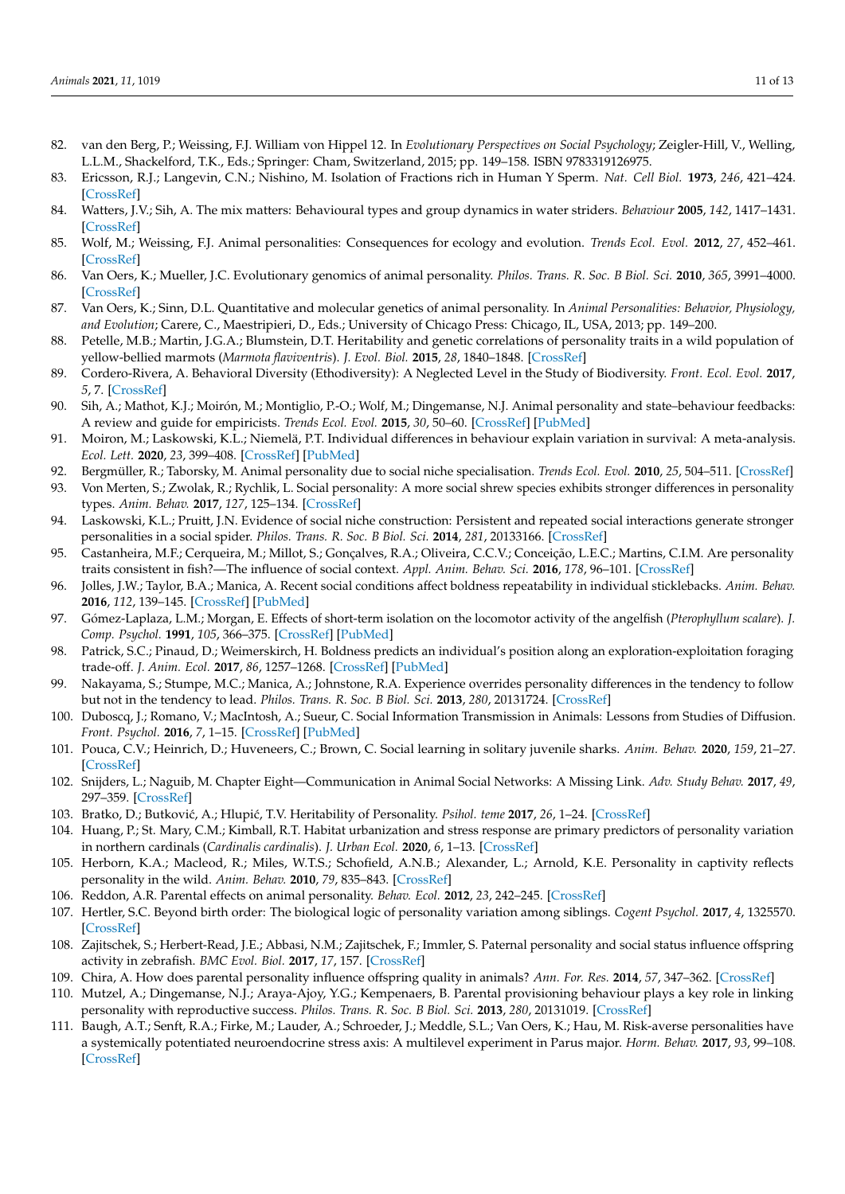82. van den Berg, P.; Weissing, F.J. William von Hippel 12. In *Evolutionary Perspectives on Social Psychology*; Zeigler-Hill, V., Welling, L.L.M., Shackelford, T.K., Eds.; Springer: Cham, Switzerland, 2015; pp. 149–158. ISBN 9783319126975.
83. Ericsson, R.J.; Langevin, C.N.; Nishino, M. Isolation of Fractions rich in Human Y Sperm. *Nat. Cell Biol.* **1973**, *246*, 421–424. [CrossRef]
84. Watters, J.V.; Sih, A. The mix matters: Behavioural types and group dynamics in water striders. *Behaviour* **2005**, *142*, 1417–1431. [CrossRef]
85. Wolf, M.; Weissing, F.J. Animal personalities: Consequences for ecology and evolution. *Trends Ecol. Evol.* **2012**, *27*, 452–461. [CrossRef]
86. Van Oers, K.; Mueller, J.C. Evolutionary genomics of animal personality. *Philos. Trans. R. Soc. B Biol. Sci.* **2010**, *365*, 3991–4000. [CrossRef]
87. Van Oers, K.; Sinn, D.L. Quantitative and molecular genetics of animal personality. In *Animal Personalities: Behavior, Physiology, and Evolution*; Carere, C., Maestripieri, D., Eds.; University of Chicago Press: Chicago, IL, USA, 2013; pp. 149–200.
88. Petelle, M.B.; Martin, J.G.A.; Blumstein, D.T. Heritability and genetic correlations of personality traits in a wild population of yellow-bellied marmots (*Marmota flaviventris*). *J. Evol. Biol.* **2015**, *28*, 1840–1848. [CrossRef]
89. Cordero-Rivera, A. Behavioral Diversity (Ethodiversity): A Neglected Level in the Study of Biodiversity. *Front. Ecol. Evol.* **2017**, *5*, 7. [CrossRef]
90. Sih, A.; Mathot, K.J.; Moirón, M.; Montiglio, P.-O.; Wolf, M.; Dingemanse, N.J. Animal personality and state–behaviour feedbacks: A review and guide for empiricists. *Trends Ecol. Evol.* **2015**, *30*, 50–60. [CrossRef] [PubMed]
91. Moiron, M.; Laskowski, K.L.; Niemelä, P.T. Individual differences in behaviour explain variation in survival: A meta-analysis. *Ecol. Lett.* **2020**, *23*, 399–408. [CrossRef] [PubMed]
92. Bergmüller, R.; Taborsky, M. Animal personality due to social niche specialisation. *Trends Ecol. Evol.* **2010**, *25*, 504–511. [CrossRef]
93. Von Merten, S.; Zwolak, R.; Rychlik, L. Social personality: A more social shrew species exhibits stronger differences in personality types. *Anim. Behav.* **2017**, *127*, 125–134. [CrossRef]
94. Laskowski, K.L.; Pruitt, J.N. Evidence of social niche construction: Persistent and repeated social interactions generate stronger personalities in a social spider. *Philos. Trans. R. Soc. B Biol. Sci.* **2014**, *281*, 20133166. [CrossRef]
95. Castanheira, M.F.; Cerqueira, M.; Millot, S.; Gonçalves, R.A.; Oliveira, C.C.V.; Conceição, L.E.C.; Martins, C.I.M. Are personality traits consistent in fish?—The influence of social context. *Appl. Anim. Behav. Sci.* **2016**, *178*, 96–101. [CrossRef]
96. Jolles, J.W.; Taylor, B.A.; Manica, A. Recent social conditions affect boldness repeatability in individual sticklebacks. *Anim. Behav.* **2016**, *112*, 139–145. [CrossRef] [PubMed]
97. Gómez-Laplaza, L.M.; Morgan, E. Effects of short-term isolation on the locomotor activity of the angelfish (*Pterophyllum scalare*). *J. Comp. Psychol.* **1991**, *105*, 366–375. [CrossRef] [PubMed]
98. Patrick, S.C.; Pinaud, D.; Weimerskirch, H. Boldness predicts an individual's position along an exploration-exploitation foraging trade-off. *J. Anim. Ecol.* **2017**, *86*, 1257–1268. [CrossRef] [PubMed]
99. Nakayama, S.; Stumpe, M.C.; Manica, A.; Johnstone, R.A. Experience overrides personality differences in the tendency to follow but not in the tendency to lead. *Philos. Trans. R. Soc. B Biol. Sci.* **2013**, *280*, 20131724. [CrossRef]
100. Duboscq, J.; Romano, V.; MacIntosh, A.; Sueur, C. Social Information Transmission in Animals: Lessons from Studies of Diffusion. *Front. Psychol.* **2016**, *7*, 1–15. [CrossRef] [PubMed]
101. Pouca, C.V.; Heinrich, D.; Huveneers, C.; Brown, C. Social learning in solitary juvenile sharks. *Anim. Behav.* **2020**, *159*, 21–27. [CrossRef]
102. Snijders, L.; Naguib, M. Chapter Eight—Communication in Animal Social Networks: A Missing Link. *Adv. Study Behav.* **2017**, *49*, 297–359. [CrossRef]
103. Bratko, D.; Butković, A.; Hlupić, T.V. Heritability of Personality. *Psihol. teme* **2017**, *26*, 1–24. [CrossRef]
104. Huang, P.; St. Mary, C.M.; Kimball, R.T. Habitat urbanization and stress response are primary predictors of personality variation in northern cardinals (*Cardinalis cardinalis*). *J. Urban Ecol.* **2020**, *6*, 1–13. [CrossRef]
105. Herborn, K.A.; Macleod, R.; Miles, W.T.S.; Schofield, A.N.B.; Alexander, L.; Arnold, K.E. Personality in captivity reflects personality in the wild. *Anim. Behav.* **2010**, *79*, 835–843. [CrossRef]
106. Reddon, A.R. Parental effects on animal personality. *Behav. Ecol.* **2012**, *23*, 242–245. [CrossRef]
107. Hertler, S.C. Beyond birth order: The biological logic of personality variation among siblings. *Cogent Psychol.* **2017**, *4*, 1325570. [CrossRef]
108. Zajitschek, S.; Herbert-Read, J.E.; Abbasi, N.M.; Zajitschek, F.; Immler, S. Paternal personality and social status influence offspring activity in zebrafish. *BMC Evol. Biol.* **2017**, *17*, 157. [CrossRef]
109. Chira, A. How does parental personality influence offspring quality in animals? *Ann. For. Res.* **2014**, *57*, 347–362. [CrossRef]
110. Mutzel, A.; Dingemanse, N.J.; Araya-Ajoy, Y.G.; Kempenaers, B. Parental provisioning behaviour plays a key role in linking personality with reproductive success. *Philos. Trans. R. Soc. B Biol. Sci.* **2013**, *280*, 20131019. [CrossRef]
111. Baugh, A.T.; Senft, R.A.; Firke, M.; Lauder, A.; Schroeder, J.; Meddle, S.L.; Van Oers, K.; Hau, M. Risk-averse personalities have a systemically potentiated neuroendocrine stress axis: A multilevel experiment in Parus major. *Horm. Behav.* **2017**, *93*, 99–108. [CrossRef]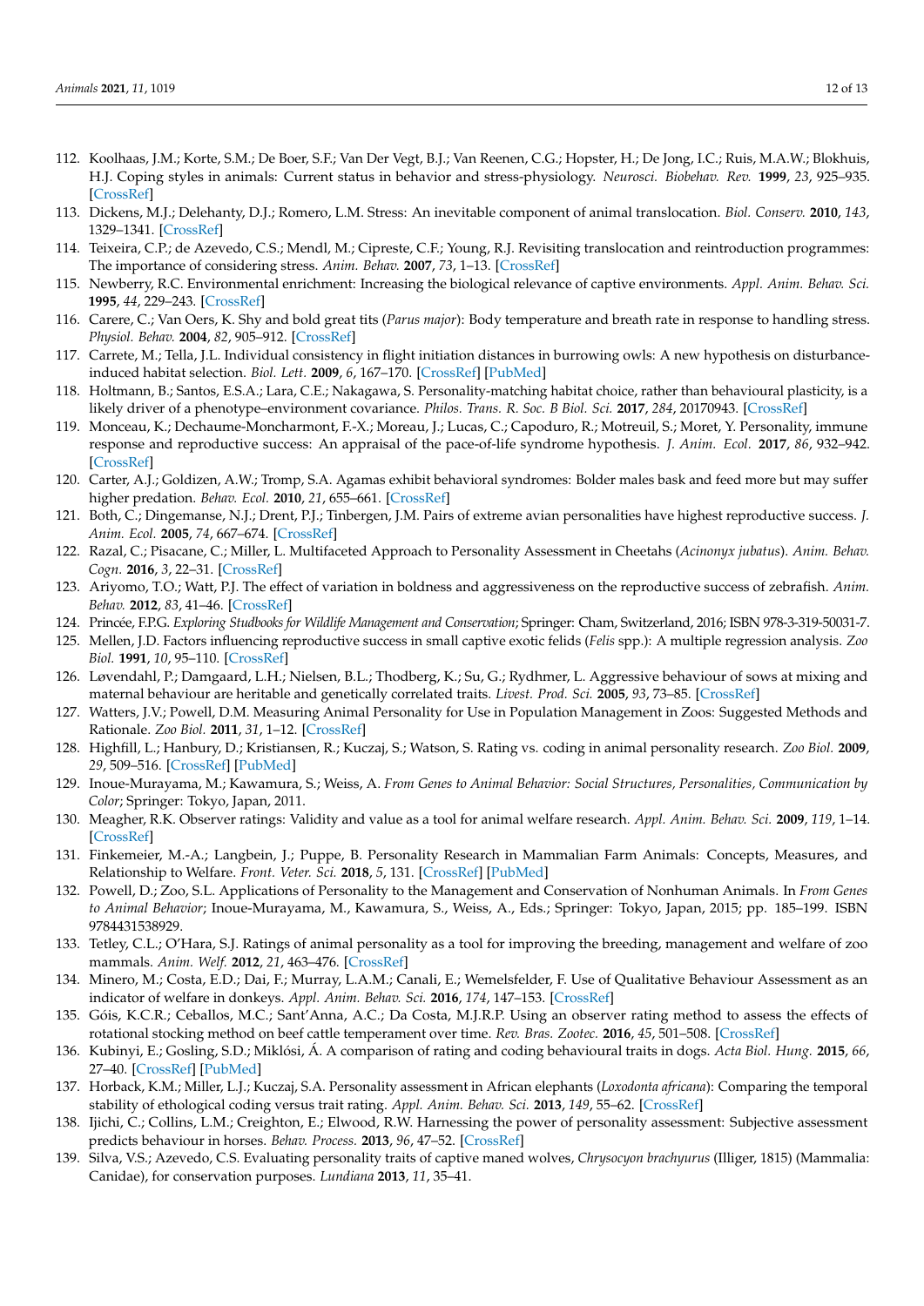112. Koolhaas, J.M.; Korte, S.M.; De Boer, S.F.; Van Der Vegt, B.J.; Van Reenen, C.G.; Hopster, H.; De Jong, I.C.; Ruis, M.A.W.; Blokhuis, H.J. Coping styles in animals: Current status in behavior and stress-physiology. *Neurosci. Biobehav. Rev.* **1999**, *23*, 925–935. [CrossRef]
113. Dickens, M.J.; Delehanty, D.J.; Romero, L.M. Stress: An inevitable component of animal translocation. *Biol. Conserv.* **2010**, *143*, 1329–1341. [CrossRef]
114. Teixeira, C.P.; de Azevedo, C.S.; Mendl, M.; Cipreste, C.F.; Young, R.J. Revisiting translocation and reintroduction programmes: The importance of considering stress. *Anim. Behav.* **2007**, *73*, 1–13. [CrossRef]
115. Newberry, R.C. Environmental enrichment: Increasing the biological relevance of captive environments. *Appl. Anim. Behav. Sci.* **1995**, *44*, 229–243. [CrossRef]
116. Carere, C.; Van Oers, K. Shy and bold great tits (*Parus major*): Body temperature and breath rate in response to handling stress. *Physiol. Behav.* **2004**, *82*, 905–912. [CrossRef]
117. Carrete, M.; Tella, J.L. Individual consistency in flight initiation distances in burrowing owls: A new hypothesis on disturbance-induced habitat selection. *Biol. Lett.* **2009**, *6*, 167–170. [CrossRef] [PubMed]
118. Holtmann, B.; Santos, E.S.A.; Lara, C.E.; Nakagawa, S. Personality-matching habitat choice, rather than behavioural plasticity, is a likely driver of a phenotype–environment covariance. *Philos. Trans. R. Soc. B Biol. Sci.* **2017**, *284*, 20170943. [CrossRef]
119. Monceau, K.; Dechaume-Moncharmont, F.-X.; Moreau, J.; Lucas, C.; Capoduro, R.; Motreuil, S.; Moret, Y. Personality, immune response and reproductive success: An appraisal of the pace-of-life syndrome hypothesis. *J. Anim. Ecol.* **2017**, *86*, 932–942. [CrossRef]
120. Carter, A.J.; Goldizen, A.W.; Tromp, S.A. Agamas exhibit behavioral syndromes: Bolder males bask and feed more but may suffer higher predation. *Behav. Ecol.* **2010**, *21*, 655–661. [CrossRef]
121. Both, C.; Dingemanse, N.J.; Drent, P.J.; Tinbergen, J.M. Pairs of extreme avian personalities have highest reproductive success. *J. Anim. Ecol.* **2005**, *74*, 667–674. [CrossRef]
122. Razal, C.; Pisacane, C.; Miller, L. Multifaceted Approach to Personality Assessment in Cheetahs (*Acinonyx jubatus*). *Anim. Behav. Cogn.* **2016**, *3*, 22–31. [CrossRef]
123. Ariyomo, T.O.; Watt, P.J. The effect of variation in boldness and aggressiveness on the reproductive success of zebrafish. *Anim. Behav.* **2012**, *83*, 41–46. [CrossRef]
124. Princée, F.P.G. *Exploring Studbooks for Wildlife Management and Conservation*; Springer: Cham, Switzerland, 2016; ISBN 978-3-319-50031-7.
125. Mellen, J.D. Factors influencing reproductive success in small captive exotic felids (*Felis* spp.): A multiple regression analysis. *Zoo Biol.* **1991**, *10*, 95–110. [CrossRef]
126. Løvendahl, P.; Damgaard, L.H.; Nielsen, B.L.; Thodberg, K.; Su, G.; Rydhmer, L. Aggressive behaviour of sows at mixing and maternal behaviour are heritable and genetically correlated traits. *Livest. Prod. Sci.* **2005**, *93*, 73–85. [CrossRef]
127. Watters, J.V.; Powell, D.M. Measuring Animal Personality for Use in Population Management in Zoos: Suggested Methods and Rationale. *Zoo Biol.* **2011**, *31*, 1–12. [CrossRef]
128. Highfill, L.; Hanbury, D.; Kristiansen, R.; Kuczaj, S.; Watson, S. Rating vs. coding in animal personality research. *Zoo Biol.* **2009**, *29*, 509–516. [CrossRef] [PubMed]
129. Inoue-Murayama, M.; Kawamura, S.; Weiss, A. *From Genes to Animal Behavior: Social Structures, Personalities, Communication by Color*; Springer: Tokyo, Japan, 2011.
130. Meagher, R.K. Observer ratings: Validity and value as a tool for animal welfare research. *Appl. Anim. Behav. Sci.* **2009**, *119*, 1–14. [CrossRef]
131. Finkemeier, M.-A.; Langbein, J.; Puppe, B. Personality Research in Mammalian Farm Animals: Concepts, Measures, and Relationship to Welfare. *Front. Veter. Sci.* **2018**, *5*, 131. [CrossRef] [PubMed]
132. Powell, D.; Zoo, S.L. Applications of Personality to the Management and Conservation of Nonhuman Animals. In *From Genes to Animal Behavior*; Inoue-Murayama, M., Kawamura, S., Weiss, A., Eds.; Springer: Tokyo, Japan, 2015; pp. 185–199. ISBN 9784431538929.
133. Tetley, C.L.; O'Hara, S.J. Ratings of animal personality as a tool for improving the breeding, management and welfare of zoo mammals. *Anim. Welf.* **2012**, *21*, 463–476. [CrossRef]
134. Minero, M.; Costa, E.D.; Dai, F.; Murray, L.A.M.; Canali, E.; Wemelsfelder, F. Use of Qualitative Behaviour Assessment as an indicator of welfare in donkeys. *Appl. Anim. Behav. Sci.* **2016**, *174*, 147–153. [CrossRef]
135. Góis, K.C.R.; Ceballos, M.C.; Sant'Anna, A.C.; Da Costa, M.J.R.P. Using an observer rating method to assess the effects of rotational stocking method on beef cattle temperament over time. *Rev. Bras. Zootec.* **2016**, *45*, 501–508. [CrossRef]
136. Kubinyi, E.; Gosling, S.D.; Miklósi, Á. A comparison of rating and coding behavioural traits in dogs. *Acta Biol. Hung.* **2015**, *66*, 27–40. [CrossRef] [PubMed]
137. Horback, K.M.; Miller, L.J.; Kuczaj, S.A. Personality assessment in African elephants (*Loxodonta africana*): Comparing the temporal stability of ethological coding versus trait rating. *Appl. Anim. Behav. Sci.* **2013**, *149*, 55–62. [CrossRef]
138. Ijichi, C.; Collins, L.M.; Creighton, E.; Elwood, R.W. Harnessing the power of personality assessment: Subjective assessment predicts behaviour in horses. *Behav. Process.* **2013**, *96*, 47–52. [CrossRef]
139. Silva, V.S.; Azevedo, C.S. Evaluating personality traits of captive maned wolves, *Chrysocyon brachyurus* (Illiger, 1815) (Mammalia: Canidae), for conservation purposes. *Lundiana* **2013**, *11*, 35–41.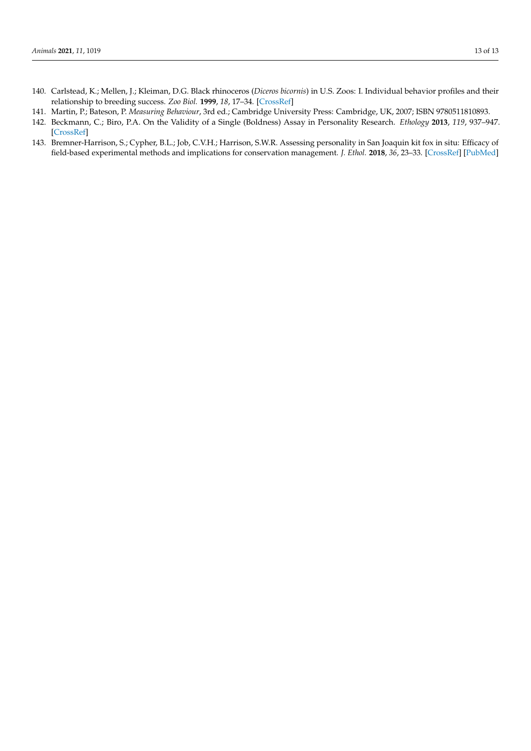140. Carlstead, K.; Mellen, J.; Kleiman, D.G. Black rhinoceros (*Diceros bicornis*) in U.S. Zoos: I. Individual behavior profiles and their relationship to breeding success. *Zoo Biol.* **1999**, *18*, 17–34. [CrossRef]
141. Martin, P.; Bateson, P. *Measuring Behaviour*, 3rd ed.; Cambridge University Press: Cambridge, UK, 2007; ISBN 9780511810893.
142. Beckmann, C.; Biro, P.A. On the Validity of a Single (Boldness) Assay in Personality Research. *Ethology* **2013**, *119*, 937–947. [CrossRef]
143. Bremner-Harrison, S.; Cypher, B.L.; Job, C.V.H.; Harrison, S.W.R. Assessing personality in San Joaquin kit fox in situ: Efficacy of field-based experimental methods and implications for conservation management. *J. Ethol.* **2018**, *36*, 23–33. [CrossRef] [PubMed]